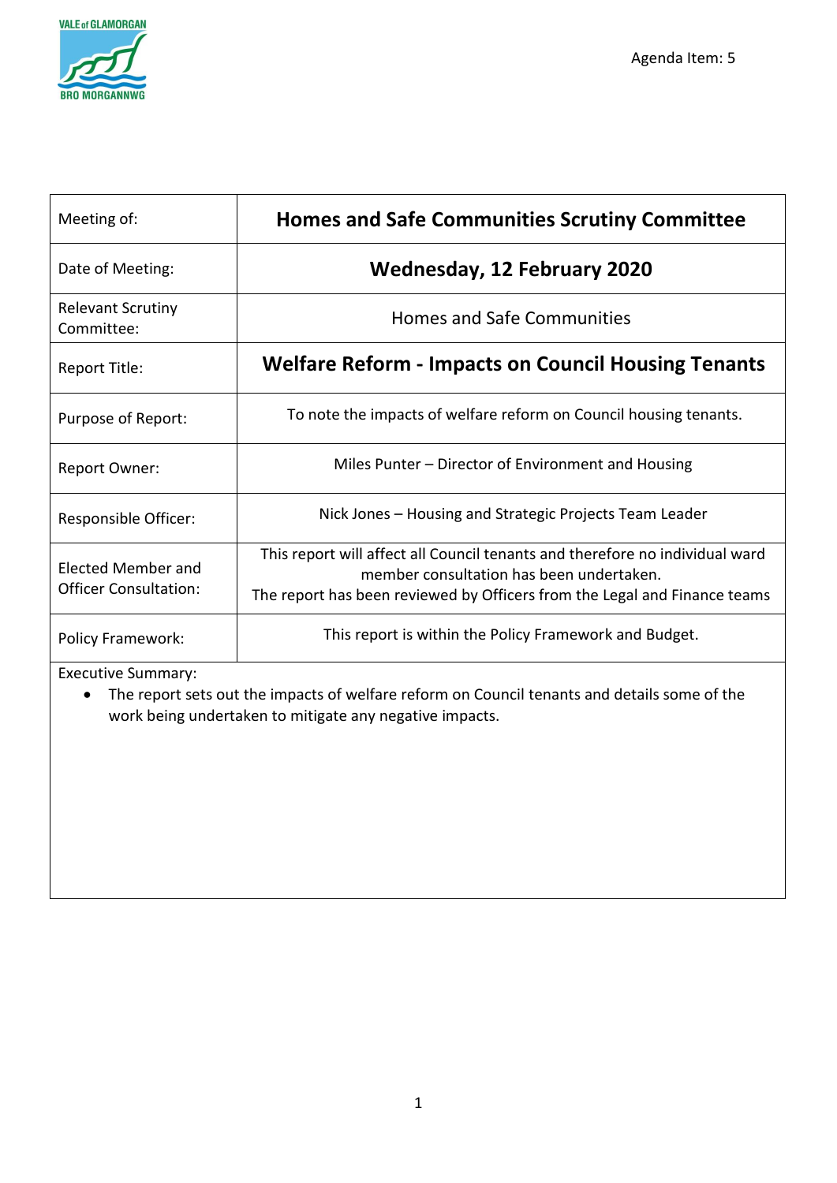Agenda Item: 5

| Meeting of: | **Homes and Safe Communities Scrutiny Committee** |
|---|---|
| Date of Meeting: | **Wednesday, 12 February 2020** |
| Relevant Scrutiny Committee: | Homes and Safe Communities |
| Report Title: | **Welfare Reform - Impacts on Council Housing Tenants** |
| Purpose of Report: | To note the impacts of welfare reform on Council housing tenants. |
| Report Owner: | Miles Punter – Director of Environment and Housing |
| Responsible Officer: | Nick Jones – Housing and Strategic Projects Team Leader |
| Elected Member and Officer Consultation: | This report will affect all Council tenants and therefore no individual ward member consultation has been undertaken. The report has been reviewed by Officers from the Legal and Finance teams |
| Policy Framework: | This report is within the Policy Framework and Budget. |

Executive Summary:

- The report sets out the impacts of welfare reform on Council tenants and details some of the work being undertaken to mitigate any negative impacts.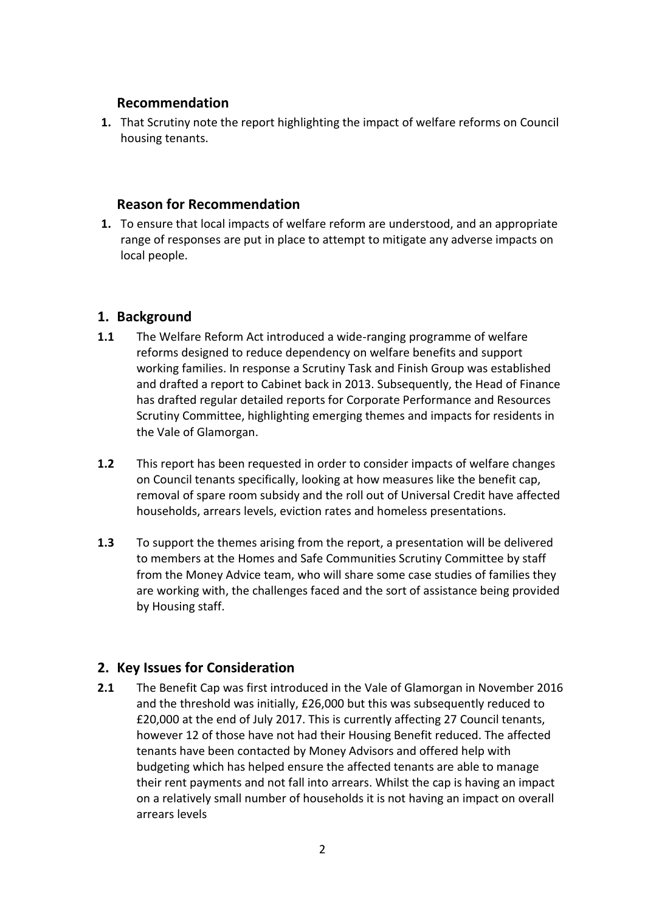## Recommendation

1. That Scrutiny note the report highlighting the impact of welfare reforms on Council housing tenants.

## Reason for Recommendation

1. To ensure that local impacts of welfare reform are understood, and an appropriate range of responses are put in place to attempt to mitigate any adverse impacts on local people.

## 1. Background

**1.1** The Welfare Reform Act introduced a wide-ranging programme of welfare reforms designed to reduce dependency on welfare benefits and support working families. In response a Scrutiny Task and Finish Group was established and drafted a report to Cabinet back in 2013. Subsequently, the Head of Finance has drafted regular detailed reports for Corporate Performance and Resources Scrutiny Committee, highlighting emerging themes and impacts for residents in the Vale of Glamorgan.

**1.2** This report has been requested in order to consider impacts of welfare changes on Council tenants specifically, looking at how measures like the benefit cap, removal of spare room subsidy and the roll out of Universal Credit have affected households, arrears levels, eviction rates and homeless presentations.

**1.3** To support the themes arising from the report, a presentation will be delivered to members at the Homes and Safe Communities Scrutiny Committee by staff from the Money Advice team, who will share some case studies of families they are working with, the challenges faced and the sort of assistance being provided by Housing staff.

## 2. Key Issues for Consideration

**2.1** The Benefit Cap was first introduced in the Vale of Glamorgan in November 2016 and the threshold was initially, £26,000 but this was subsequently reduced to £20,000 at the end of July 2017. This is currently affecting 27 Council tenants, however 12 of those have not had their Housing Benefit reduced. The affected tenants have been contacted by Money Advisors and offered help with budgeting which has helped ensure the affected tenants are able to manage their rent payments and not fall into arrears. Whilst the cap is having an impact on a relatively small number of households it is not having an impact on overall arrears levels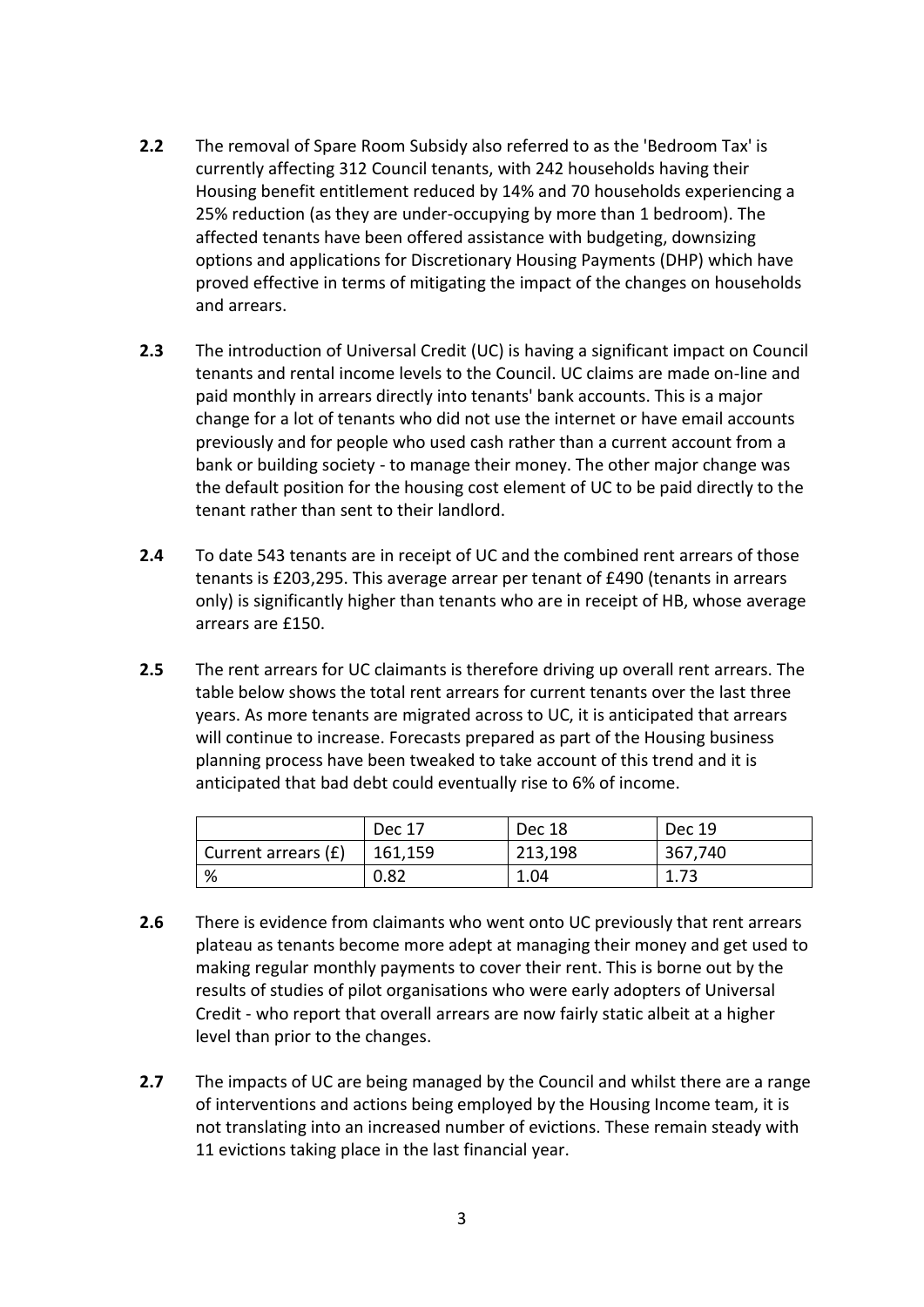**2.2** The removal of Spare Room Subsidy also referred to as the 'Bedroom Tax' is currently affecting 312 Council tenants, with 242 households having their Housing benefit entitlement reduced by 14% and 70 households experiencing a 25% reduction (as they are under-occupying by more than 1 bedroom). The affected tenants have been offered assistance with budgeting, downsizing options and applications for Discretionary Housing Payments (DHP) which have proved effective in terms of mitigating the impact of the changes on households and arrears.

**2.3** The introduction of Universal Credit (UC) is having a significant impact on Council tenants and rental income levels to the Council. UC claims are made on-line and paid monthly in arrears directly into tenants' bank accounts. This is a major change for a lot of tenants who did not use the internet or have email accounts previously and for people who used cash rather than a current account from a bank or building society - to manage their money. The other major change was the default position for the housing cost element of UC to be paid directly to the tenant rather than sent to their landlord.

**2.4** To date 543 tenants are in receipt of UC and the combined rent arrears of those tenants is £203,295. This average arrear per tenant of £490 (tenants in arrears only) is significantly higher than tenants who are in receipt of HB, whose average arrears are £150.

**2.5** The rent arrears for UC claimants is therefore driving up overall rent arrears. The table below shows the total rent arrears for current tenants over the last three years. As more tenants are migrated across to UC, it is anticipated that arrears will continue to increase. Forecasts prepared as part of the Housing business planning process have been tweaked to take account of this trend and it is anticipated that bad debt could eventually rise to 6% of income.

| | Dec 17 | Dec 18 | Dec 19 |
|---|---|---|---|
| Current arrears (£) | 161,159 | 213,198 | 367,740 |
| % | 0.82 | 1.04 | 1.73 |

**2.6** There is evidence from claimants who went onto UC previously that rent arrears plateau as tenants become more adept at managing their money and get used to making regular monthly payments to cover their rent. This is borne out by the results of studies of pilot organisations who were early adopters of Universal Credit - who report that overall arrears are now fairly static albeit at a higher level than prior to the changes.

**2.7** The impacts of UC are being managed by the Council and whilst there are a range of interventions and actions being employed by the Housing Income team, it is not translating into an increased number of evictions. These remain steady with 11 evictions taking place in the last financial year.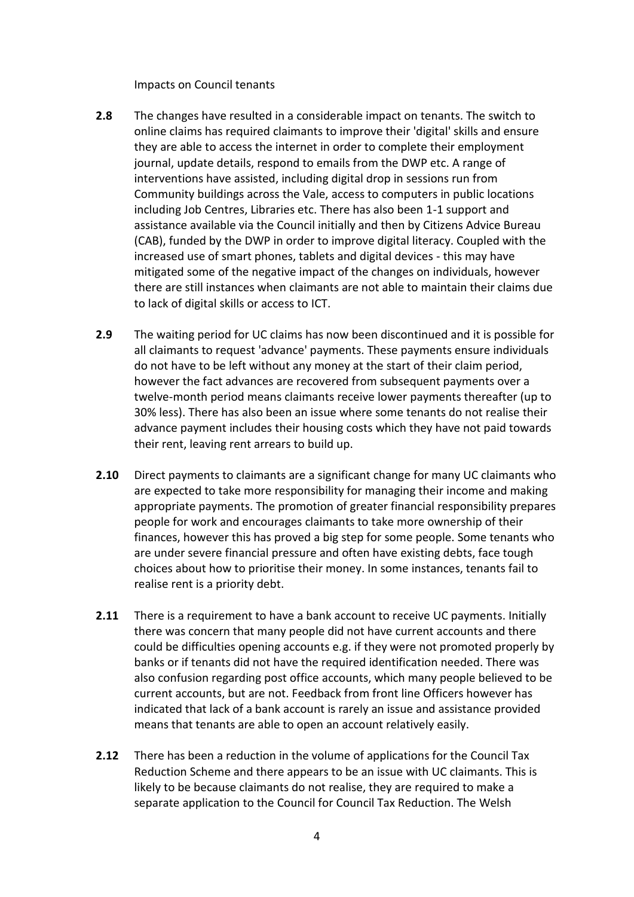Impacts on Council tenants

**2.8** The changes have resulted in a considerable impact on tenants. The switch to online claims has required claimants to improve their 'digital' skills and ensure they are able to access the internet in order to complete their employment journal, update details, respond to emails from the DWP etc. A range of interventions have assisted, including digital drop in sessions run from Community buildings across the Vale, access to computers in public locations including Job Centres, Libraries etc. There has also been 1-1 support and assistance available via the Council initially and then by Citizens Advice Bureau (CAB), funded by the DWP in order to improve digital literacy. Coupled with the increased use of smart phones, tablets and digital devices - this may have mitigated some of the negative impact of the changes on individuals, however there are still instances when claimants are not able to maintain their claims due to lack of digital skills or access to ICT.

**2.9** The waiting period for UC claims has now been discontinued and it is possible for all claimants to request 'advance' payments. These payments ensure individuals do not have to be left without any money at the start of their claim period, however the fact advances are recovered from subsequent payments over a twelve-month period means claimants receive lower payments thereafter (up to 30% less). There has also been an issue where some tenants do not realise their advance payment includes their housing costs which they have not paid towards their rent, leaving rent arrears to build up.

**2.10** Direct payments to claimants are a significant change for many UC claimants who are expected to take more responsibility for managing their income and making appropriate payments. The promotion of greater financial responsibility prepares people for work and encourages claimants to take more ownership of their finances, however this has proved a big step for some people. Some tenants who are under severe financial pressure and often have existing debts, face tough choices about how to prioritise their money. In some instances, tenants fail to realise rent is a priority debt.

**2.11** There is a requirement to have a bank account to receive UC payments. Initially there was concern that many people did not have current accounts and there could be difficulties opening accounts e.g. if they were not promoted properly by banks or if tenants did not have the required identification needed. There was also confusion regarding post office accounts, which many people believed to be current accounts, but are not. Feedback from front line Officers however has indicated that lack of a bank account is rarely an issue and assistance provided means that tenants are able to open an account relatively easily.

**2.12** There has been a reduction in the volume of applications for the Council Tax Reduction Scheme and there appears to be an issue with UC claimants. This is likely to be because claimants do not realise, they are required to make a separate application to the Council for Council Tax Reduction. The Welsh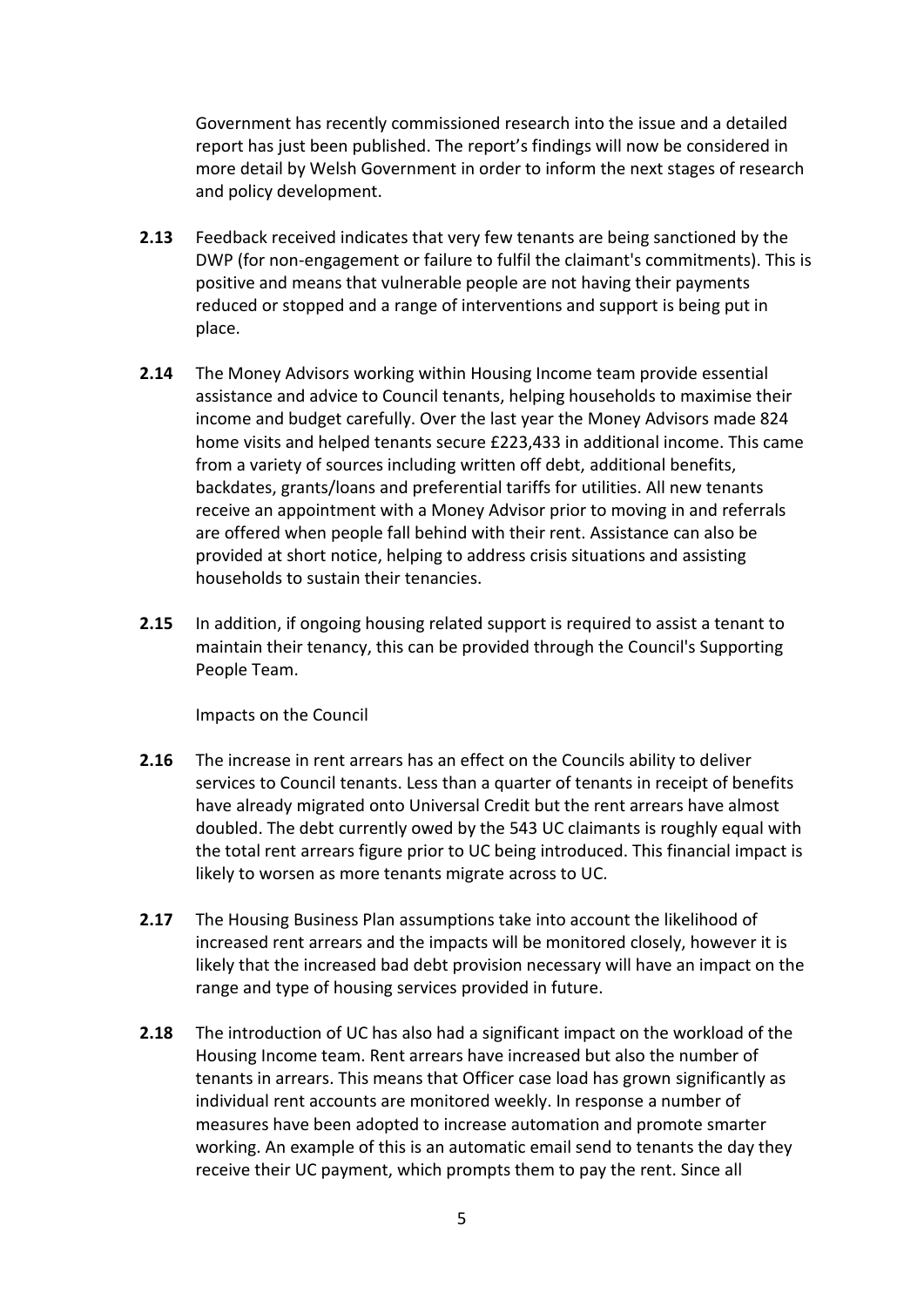Government has recently commissioned research into the issue and a detailed report has just been published. The report's findings will now be considered in more detail by Welsh Government in order to inform the next stages of research and policy development.

**2.13** Feedback received indicates that very few tenants are being sanctioned by the DWP (for non-engagement or failure to fulfil the claimant's commitments). This is positive and means that vulnerable people are not having their payments reduced or stopped and a range of interventions and support is being put in place.

**2.14** The Money Advisors working within Housing Income team provide essential assistance and advice to Council tenants, helping households to maximise their income and budget carefully. Over the last year the Money Advisors made 824 home visits and helped tenants secure £223,433 in additional income. This came from a variety of sources including written off debt, additional benefits, backdates, grants/loans and preferential tariffs for utilities. All new tenants receive an appointment with a Money Advisor prior to moving in and referrals are offered when people fall behind with their rent. Assistance can also be provided at short notice, helping to address crisis situations and assisting households to sustain their tenancies.

**2.15** In addition, if ongoing housing related support is required to assist a tenant to maintain their tenancy, this can be provided through the Council's Supporting People Team.

Impacts on the Council

**2.16** The increase in rent arrears has an effect on the Councils ability to deliver services to Council tenants. Less than a quarter of tenants in receipt of benefits have already migrated onto Universal Credit but the rent arrears have almost doubled. The debt currently owed by the 543 UC claimants is roughly equal with the total rent arrears figure prior to UC being introduced. This financial impact is likely to worsen as more tenants migrate across to UC.

**2.17** The Housing Business Plan assumptions take into account the likelihood of increased rent arrears and the impacts will be monitored closely, however it is likely that the increased bad debt provision necessary will have an impact on the range and type of housing services provided in future.

**2.18** The introduction of UC has also had a significant impact on the workload of the Housing Income team. Rent arrears have increased but also the number of tenants in arrears. This means that Officer case load has grown significantly as individual rent accounts are monitored weekly. In response a number of measures have been adopted to increase automation and promote smarter working. An example of this is an automatic email send to tenants the day they receive their UC payment, which prompts them to pay the rent. Since all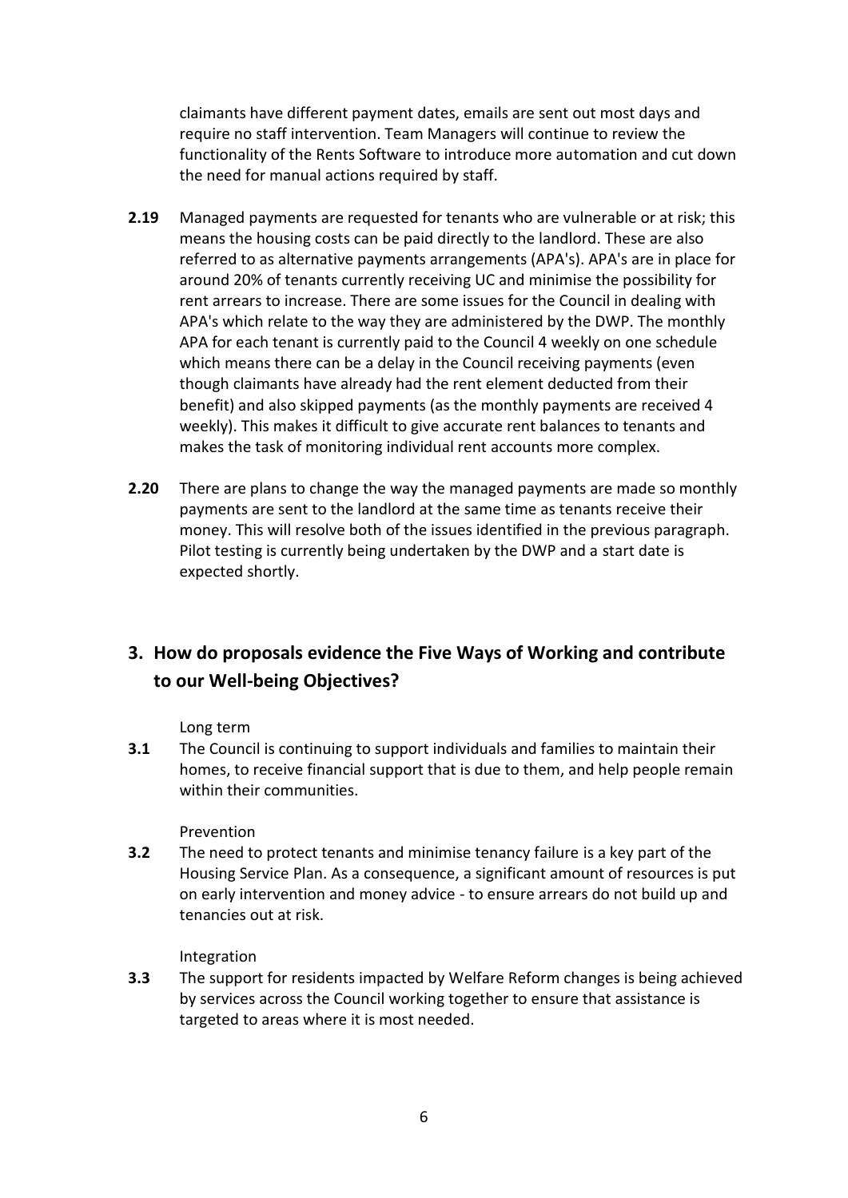claimants have different payment dates, emails are sent out most days and require no staff intervention. Team Managers will continue to review the functionality of the Rents Software to introduce more automation and cut down the need for manual actions required by staff.

**2.19** Managed payments are requested for tenants who are vulnerable or at risk; this means the housing costs can be paid directly to the landlord. These are also referred to as alternative payments arrangements (APA's). APA's are in place for around 20% of tenants currently receiving UC and minimise the possibility for rent arrears to increase. There are some issues for the Council in dealing with APA's which relate to the way they are administered by the DWP. The monthly APA for each tenant is currently paid to the Council 4 weekly on one schedule which means there can be a delay in the Council receiving payments (even though claimants have already had the rent element deducted from their benefit) and also skipped payments (as the monthly payments are received 4 weekly). This makes it difficult to give accurate rent balances to tenants and makes the task of monitoring individual rent accounts more complex.

**2.20** There are plans to change the way the managed payments are made so monthly payments are sent to the landlord at the same time as tenants receive their money. This will resolve both of the issues identified in the previous paragraph. Pilot testing is currently being undertaken by the DWP and a start date is expected shortly.

## 3. How do proposals evidence the Five Ways of Working and contribute to our Well-being Objectives?

Long term

**3.1** The Council is continuing to support individuals and families to maintain their homes, to receive financial support that is due to them, and help people remain within their communities.

Prevention

**3.2** The need to protect tenants and minimise tenancy failure is a key part of the Housing Service Plan. As a consequence, a significant amount of resources is put on early intervention and money advice - to ensure arrears do not build up and tenancies out at risk.

Integration

**3.3** The support for residents impacted by Welfare Reform changes is being achieved by services across the Council working together to ensure that assistance is targeted to areas where it is most needed.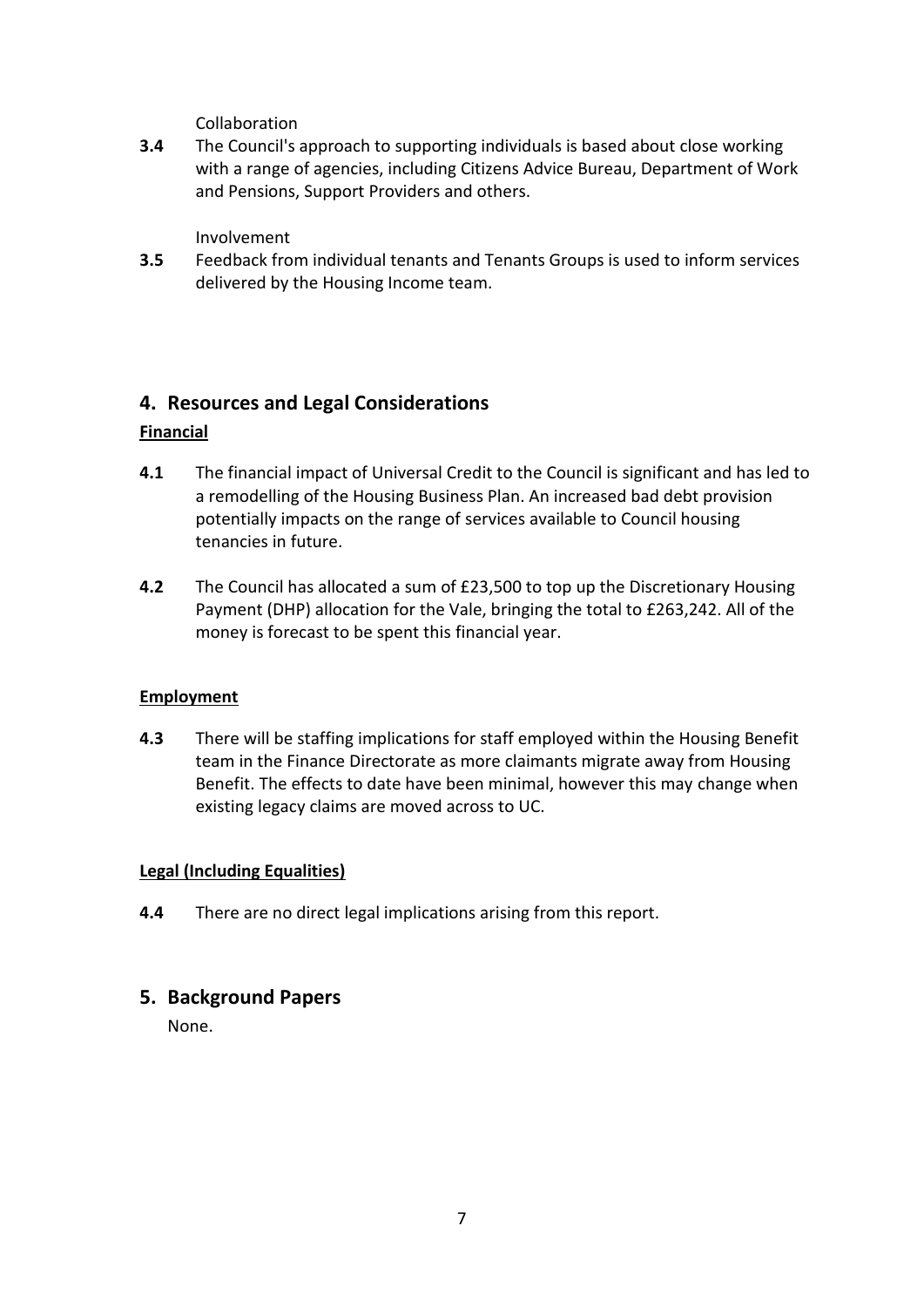Collaboration

**3.4** The Council's approach to supporting individuals is based about close working with a range of agencies, including Citizens Advice Bureau, Department of Work and Pensions, Support Providers and others.

Involvement

**3.5** Feedback from individual tenants and Tenants Groups is used to inform services delivered by the Housing Income team.

## 4. Resources and Legal Considerations

**Financial**

**4.1** The financial impact of Universal Credit to the Council is significant and has led to a remodelling of the Housing Business Plan. An increased bad debt provision potentially impacts on the range of services available to Council housing tenancies in future.

**4.2** The Council has allocated a sum of £23,500 to top up the Discretionary Housing Payment (DHP) allocation for the Vale, bringing the total to £263,242. All of the money is forecast to be spent this financial year.

**Employment**

**4.3** There will be staffing implications for staff employed within the Housing Benefit team in the Finance Directorate as more claimants migrate away from Housing Benefit. The effects to date have been minimal, however this may change when existing legacy claims are moved across to UC.

**Legal (Including Equalities)**

**4.4** There are no direct legal implications arising from this report.

## 5. Background Papers

None.